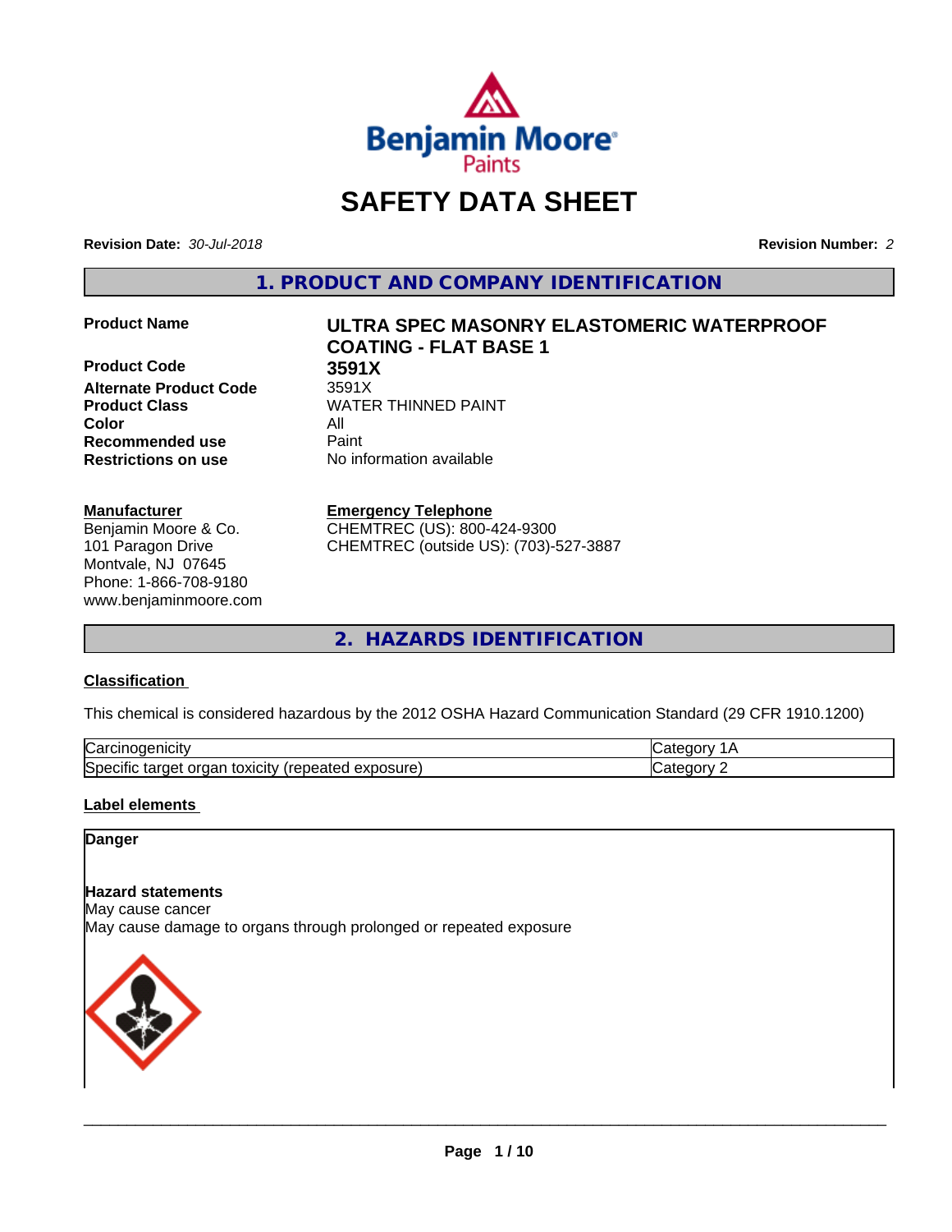# SAFETY DATA SHEET

**Revision Date:** *30-Jul-2018*

**Revision Number:** *2*

## 1. PRODUCT AND COMPANY IDENTIFICATION

**Product Name** ULTRA SPEC MASONRY ELASTOMERIC WATERPROOF COATING - FLAT BASE 1

**Product Code** 3591X

**Alternate Product Code** 3591X

**Product Class** WATER THINNED PAINT

**Color** All

**Recommended use** Paint

**Restrictions on use** No information available

**Manufacturer**
Benjamin Moore & Co.
101 Paragon Drive
Montvale, NJ 07645
Phone: 1-866-708-9180
www.benjaminmoore.com

**Emergency Telephone**
CHEMTREC (US): 800-424-9300
CHEMTREC (outside US): (703)-527-3887

## 2. HAZARDS IDENTIFICATION

### Classification

This chemical is considered hazardous by the 2012 OSHA Hazard Communication Standard (29 CFR 1910.1200)

| | |
|---|---|
| Carcinogenicity | Category 1A |
| Specific target organ toxicity (repeated exposure) | Category 2 |

### Label elements

**Danger**

**Hazard statements**
May cause cancer
May cause damage to organs through prolonged or repeated exposure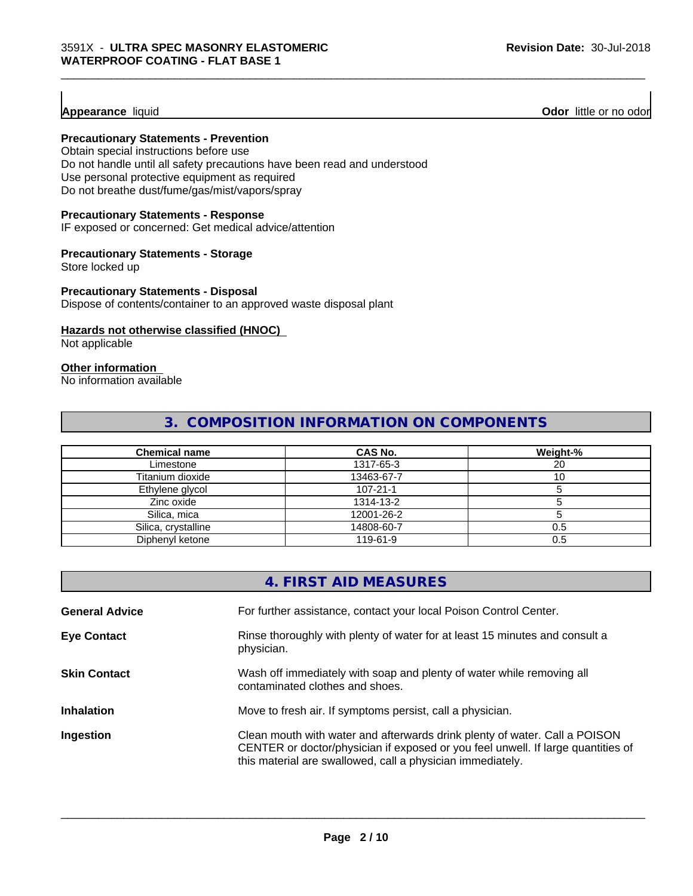**Appearance** liquid **Odor** little or no odor

**Precautionary Statements - Prevention**
Obtain special instructions before use
Do not handle until all safety precautions have been read and understood
Use personal protective equipment as required
Do not breathe dust/fume/gas/mist/vapors/spray

**Precautionary Statements - Response**
IF exposed or concerned: Get medical advice/attention

**Precautionary Statements - Storage**
Store locked up

**Precautionary Statements - Disposal**
Dispose of contents/container to an approved waste disposal plant

**Hazards not otherwise classified (HNOC)**
Not applicable

**Other information**
No information available

## 3. COMPOSITION INFORMATION ON COMPONENTS

| Chemical name | CAS No. | Weight-% |
|---|---|---|
| Limestone | 1317-65-3 | 20 |
| Titanium dioxide | 13463-67-7 | 10 |
| Ethylene glycol | 107-21-1 | 5 |
| Zinc oxide | 1314-13-2 | 5 |
| Silica, mica | 12001-26-2 | 5 |
| Silica, crystalline | 14808-60-7 | 0.5 |
| Diphenyl ketone | 119-61-9 | 0.5 |

## 4. FIRST AID MEASURES

| | |
|---|---|
| **General Advice** | For further assistance, contact your local Poison Control Center. |
| **Eye Contact** | Rinse thoroughly with plenty of water for at least 15 minutes and consult a physician. |
| **Skin Contact** | Wash off immediately with soap and plenty of water while removing all contaminated clothes and shoes. |
| **Inhalation** | Move to fresh air. If symptoms persist, call a physician. |
| **Ingestion** | Clean mouth with water and afterwards drink plenty of water. Call a POISON CENTER or doctor/physician if exposed or you feel unwell. If large quantities of this material are swallowed, call a physician immediately. |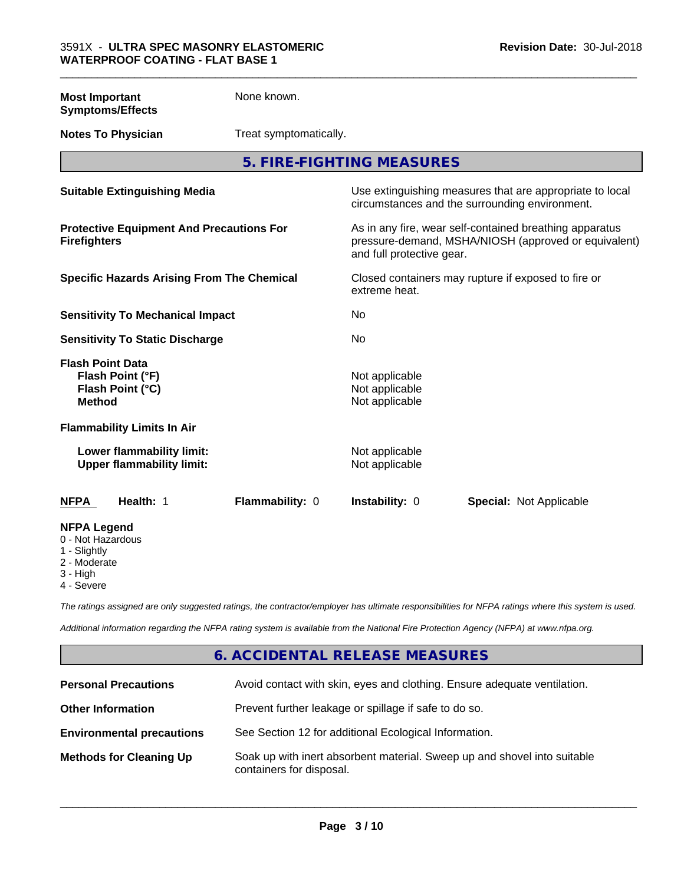| | |
|---|---|
| **Most Important Symptoms/Effects** | None known. |
| **Notes To Physician** | Treat symptomatically. |

## 5. FIRE-FIGHTING MEASURES

| | |
|---|---|
| **Suitable Extinguishing Media** | Use extinguishing measures that are appropriate to local circumstances and the surrounding environment. |
| **Protective Equipment And Precautions For Firefighters** | As in any fire, wear self-contained breathing apparatus pressure-demand, MSHA/NIOSH (approved or equivalent) and full protective gear. |
| **Specific Hazards Arising From The Chemical** | Closed containers may rupture if exposed to fire or extreme heat. |
| **Sensitivity To Mechanical Impact** | No |
| **Sensitivity To Static Discharge** | No |

**Flash Point Data**

| | |
|---|---|
| **Flash Point (°F)** | Not applicable |
| **Flash Point (°C)** | Not applicable |
| **Method** | Not applicable |

**Flammability Limits In Air**

| | |
|---|---|
| **Lower flammability limit:** | Not applicable |
| **Upper flammability limit:** | Not applicable |

| **NFPA** | **Health:** 1 | **Flammability:** 0 | **Instability:** 0 | **Special:** Not Applicable |
|---|---|---|---|---|

**NFPA Legend**

- 0 - Not Hazardous
- 1 - Slightly
- 2 - Moderate
- 3 - High
- 4 - Severe

*The ratings assigned are only suggested ratings, the contractor/employer has ultimate responsibilities for NFPA ratings where this system is used.*

*Additional information regarding the NFPA rating system is available from the National Fire Protection Agency (NFPA) at www.nfpa.org.*

## 6. ACCIDENTAL RELEASE MEASURES

| | |
|---|---|
| **Personal Precautions** | Avoid contact with skin, eyes and clothing. Ensure adequate ventilation. |
| **Other Information** | Prevent further leakage or spillage if safe to do so. |
| **Environmental precautions** | See Section 12 for additional Ecological Information. |
| **Methods for Cleaning Up** | Soak up with inert absorbent material. Sweep up and shovel into suitable containers for disposal. |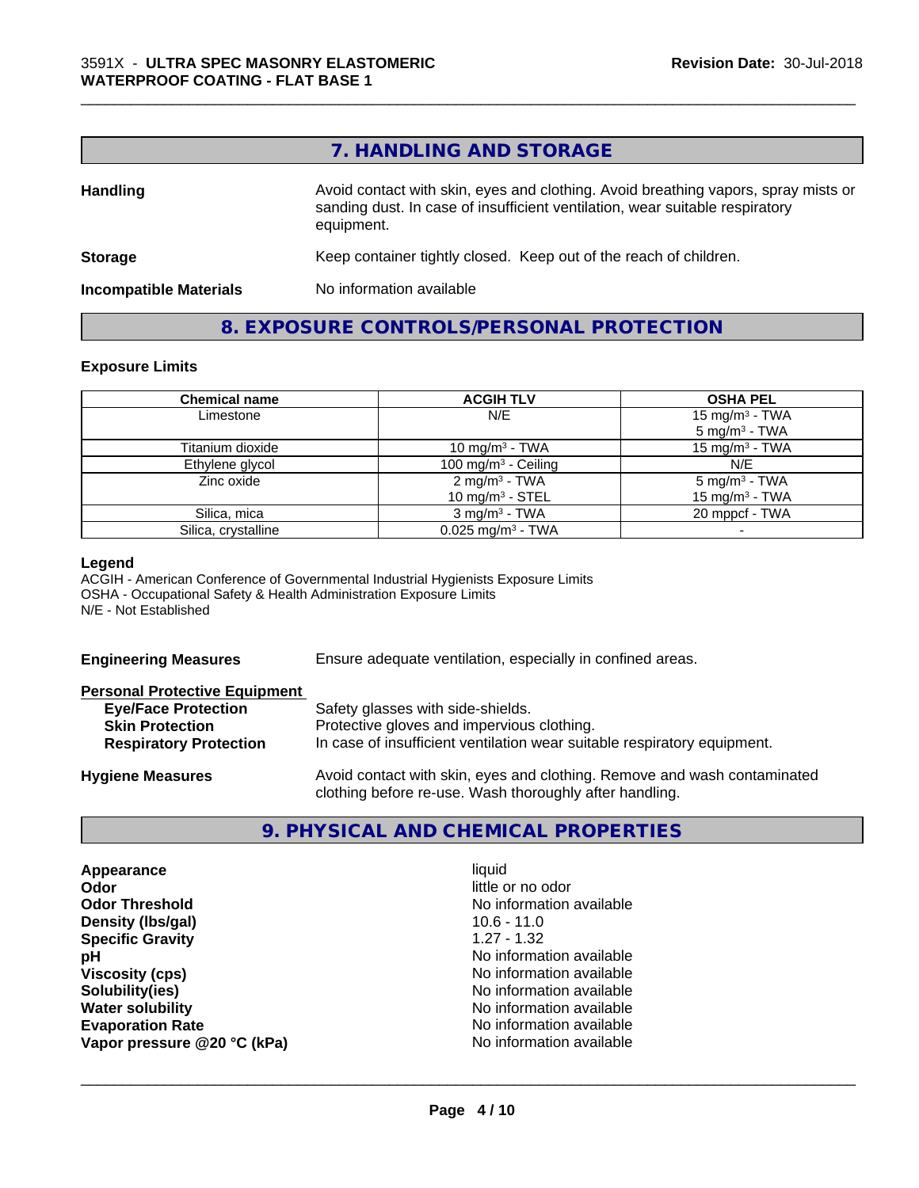## 7. HANDLING AND STORAGE

**Handling** Avoid contact with skin, eyes and clothing. Avoid breathing vapors, spray mists or sanding dust. In case of insufficient ventilation, wear suitable respiratory equipment.

**Storage** Keep container tightly closed. Keep out of the reach of children.

**Incompatible Materials** No information available

## 8. EXPOSURE CONTROLS/PERSONAL PROTECTION

### Exposure Limits

| Chemical name | ACGIH TLV | OSHA PEL |
|---|---|---|
| Limestone | N/E | 15 mg/m³ - TWA<br>5 mg/m³ - TWA |
| Titanium dioxide | 10 mg/m³ - TWA | 15 mg/m³ - TWA |
| Ethylene glycol | 100 mg/m³ - Ceiling | N/E |
| Zinc oxide | 2 mg/m³ - TWA<br>10 mg/m³ - STEL | 5 mg/m³ - TWA<br>15 mg/m³ - TWA |
| Silica, mica | 3 mg/m³ - TWA | 20 mppcf - TWA |
| Silica, crystalline | 0.025 mg/m³ - TWA | - |

**Legend**
ACGIH - American Conference of Governmental Industrial Hygienists Exposure Limits
OSHA - Occupational Safety & Health Administration Exposure Limits
N/E - Not Established

**Engineering Measures** Ensure adequate ventilation, especially in confined areas.

**Personal Protective Equipment**

- **Eye/Face Protection** Safety glasses with side-shields.
- **Skin Protection** Protective gloves and impervious clothing.
- **Respiratory Protection** In case of insufficient ventilation wear suitable respiratory equipment.

**Hygiene Measures** Avoid contact with skin, eyes and clothing. Remove and wash contaminated clothing before re-use. Wash thoroughly after handling.

## 9. PHYSICAL AND CHEMICAL PROPERTIES

**Appearance** liquid
**Odor** little or no odor
**Odor Threshold** No information available
**Density (lbs/gal)** 10.6 - 11.0
**Specific Gravity** 1.27 - 1.32
**pH** No information available
**Viscosity (cps)** No information available
**Solubility(ies)** No information available
**Water solubility** No information available
**Evaporation Rate** No information available
**Vapor pressure @20 °C (kPa)** No information available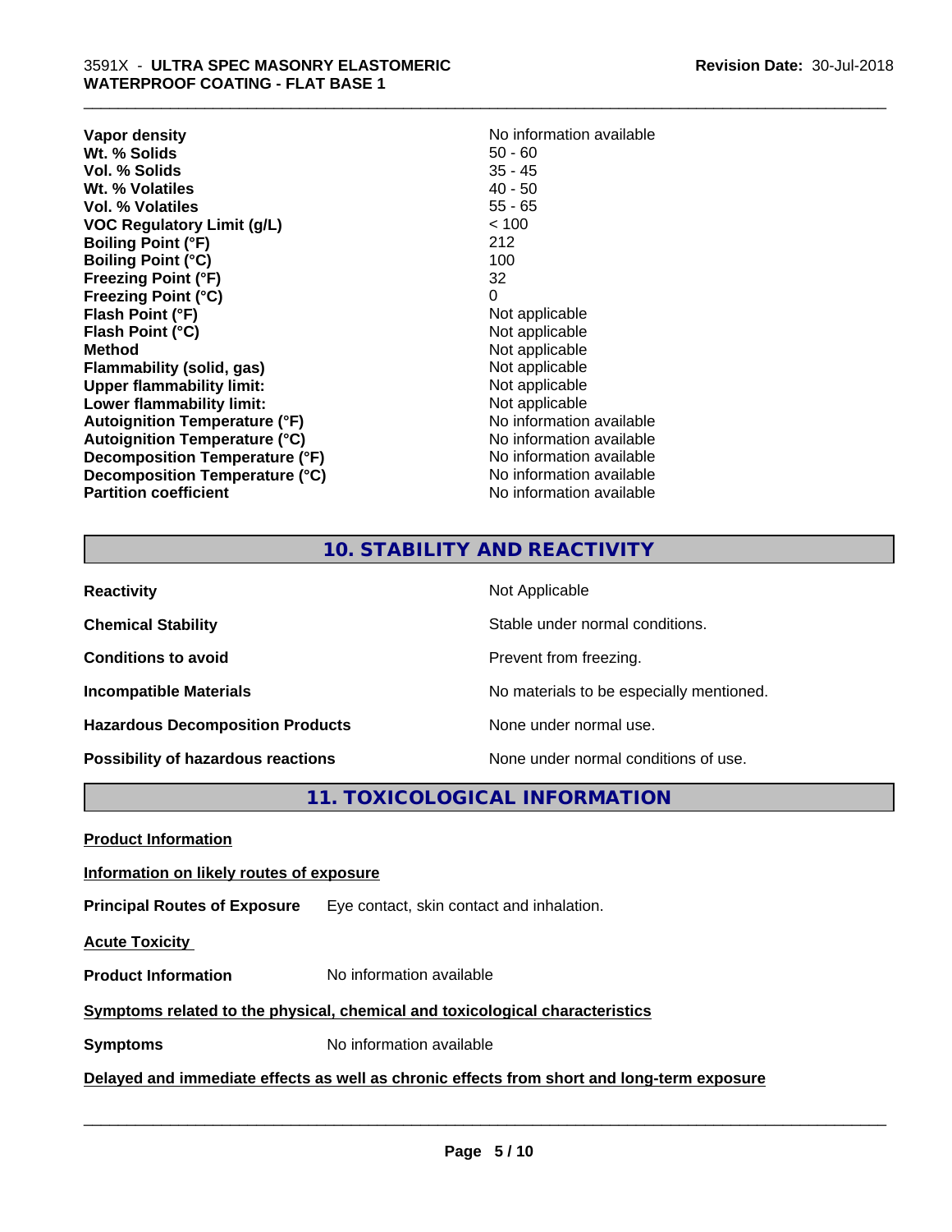| | |
|---|---|
| **Vapor density** | No information available |
| **Wt. % Solids** | 50 - 60 |
| **Vol. % Solids** | 35 - 45 |
| **Wt. % Volatiles** | 40 - 50 |
| **Vol. % Volatiles** | 55 - 65 |
| **VOC Regulatory Limit (g/L)** | < 100 |
| **Boiling Point (°F)** | 212 |
| **Boiling Point (°C)** | 100 |
| **Freezing Point (°F)** | 32 |
| **Freezing Point (°C)** | 0 |
| **Flash Point (°F)** | Not applicable |
| **Flash Point (°C)** | Not applicable |
| **Method** | Not applicable |
| **Flammability (solid, gas)** | Not applicable |
| **Upper flammability limit:** | Not applicable |
| **Lower flammability limit:** | Not applicable |
| **Autoignition Temperature (°F)** | No information available |
| **Autoignition Temperature (°C)** | No information available |
| **Decomposition Temperature (°F)** | No information available |
| **Decomposition Temperature (°C)** | No information available |
| **Partition coefficient** | No information available |

## 10. STABILITY AND REACTIVITY

| | |
|---|---|
| **Reactivity** | Not Applicable |
| **Chemical Stability** | Stable under normal conditions. |
| **Conditions to avoid** | Prevent from freezing. |
| **Incompatible Materials** | No materials to be especially mentioned. |
| **Hazardous Decomposition Products** | None under normal use. |
| **Possibility of hazardous reactions** | None under normal conditions of use. |

## 11. TOXICOLOGICAL INFORMATION

**Product Information**

**Information on likely routes of exposure**

**Principal Routes of Exposure** Eye contact, skin contact and inhalation.

**Acute Toxicity**

**Product Information** No information available

**Symptoms related to the physical, chemical and toxicological characteristics**

**Symptoms** No information available

**Delayed and immediate effects as well as chronic effects from short and long-term exposure**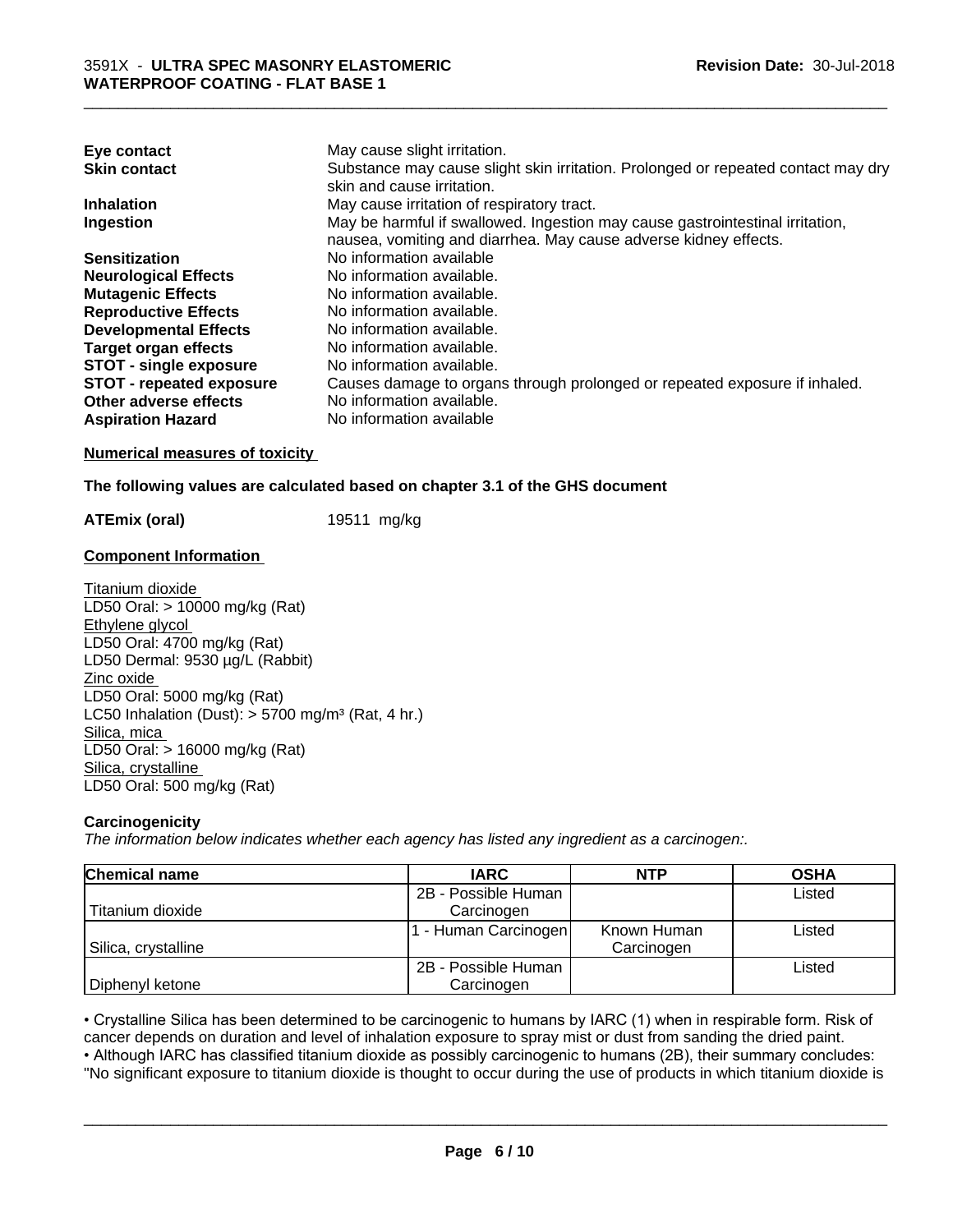| | |
|---|---|
| **Eye contact** | May cause slight irritation. |
| **Skin contact** | Substance may cause slight skin irritation. Prolonged or repeated contact may dry skin and cause irritation. |
| **Inhalation** | May cause irritation of respiratory tract. |
| **Ingestion** | May be harmful if swallowed. Ingestion may cause gastrointestinal irritation, nausea, vomiting and diarrhea. May cause adverse kidney effects. |
| **Sensitization** | No information available |
| **Neurological Effects** | No information available. |
| **Mutagenic Effects** | No information available. |
| **Reproductive Effects** | No information available. |
| **Developmental Effects** | No information available. |
| **Target organ effects** | No information available. |
| **STOT - single exposure** | No information available. |
| **STOT - repeated exposure** | Causes damage to organs through prolonged or repeated exposure if inhaled. |
| **Other adverse effects** | No information available. |
| **Aspiration Hazard** | No information available |

**Numerical measures of toxicity**

**The following values are calculated based on chapter 3.1 of the GHS document**

**ATEmix (oral)** 19511 mg/kg

**Component Information**

Titanium dioxide
LD50 Oral: > 10000 mg/kg (Rat)
Ethylene glycol
LD50 Oral: 4700 mg/kg (Rat)
LD50 Dermal: 9530 µg/L (Rabbit)
Zinc oxide
LD50 Oral: 5000 mg/kg (Rat)
LC50 Inhalation (Dust): > 5700 mg/m³ (Rat, 4 hr.)
Silica, mica
LD50 Oral: > 16000 mg/kg (Rat)
Silica, crystalline
LD50 Oral: 500 mg/kg (Rat)

**Carcinogenicity**

*The information below indicates whether each agency has listed any ingredient as a carcinogen:.*

| Chemical name | IARC | NTP | OSHA |
|---|---|---|---|
| Titanium dioxide | 2B - Possible Human Carcinogen | | Listed |
| Silica, crystalline | 1 - Human Carcinogen | Known Human Carcinogen | Listed |
| Diphenyl ketone | 2B - Possible Human Carcinogen | | Listed |

• Crystalline Silica has been determined to be carcinogenic to humans by IARC (1) when in respirable form. Risk of cancer depends on duration and level of inhalation exposure to spray mist or dust from sanding the dried paint.
• Although IARC has classified titanium dioxide as possibly carcinogenic to humans (2B), their summary concludes: "No significant exposure to titanium dioxide is thought to occur during the use of products in which titanium dioxide is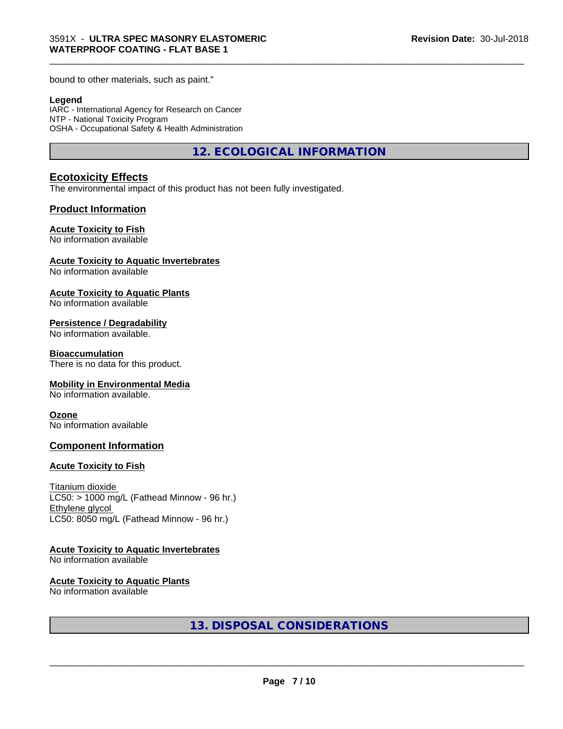bound to other materials, such as paint."

**Legend**
IARC - International Agency for Research on Cancer
NTP - National Toxicity Program
OSHA - Occupational Safety & Health Administration

## 12. ECOLOGICAL INFORMATION

### Ecotoxicity Effects

The environmental impact of this product has not been fully investigated.

### Product Information

**Acute Toxicity to Fish**
No information available

**Acute Toxicity to Aquatic Invertebrates**
No information available

**Acute Toxicity to Aquatic Plants**
No information available

**Persistence / Degradability**
No information available.

**Bioaccumulation**
There is no data for this product.

**Mobility in Environmental Media**
No information available.

**Ozone**
No information available

### Component Information

**Acute Toxicity to Fish**

Titanium dioxide
LC50: > 1000 mg/L (Fathead Minnow - 96 hr.)
Ethylene glycol
LC50: 8050 mg/L (Fathead Minnow - 96 hr.)

**Acute Toxicity to Aquatic Invertebrates**
No information available

**Acute Toxicity to Aquatic Plants**
No information available

## 13. DISPOSAL CONSIDERATIONS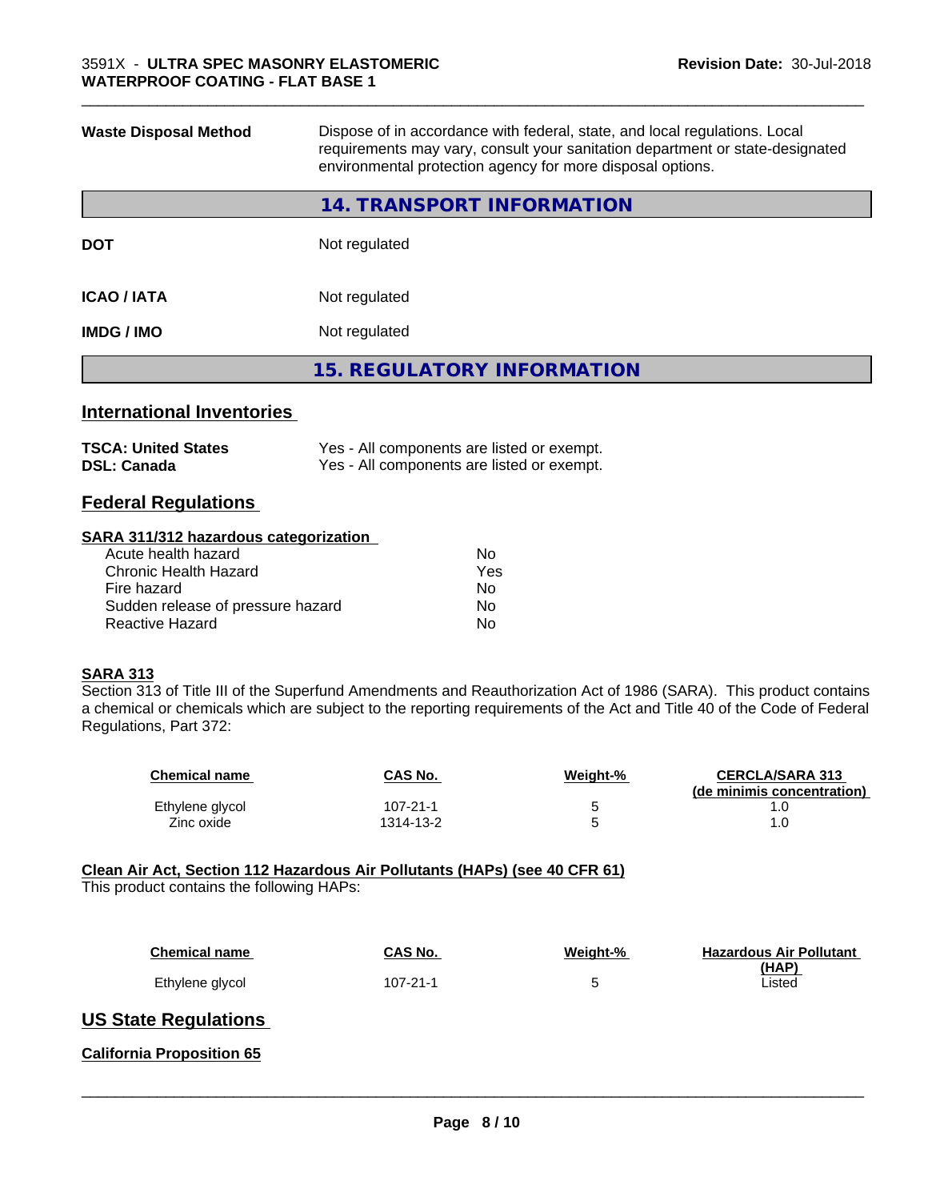| | |
|---|---|
| **Waste Disposal Method** | Dispose of in accordance with federal, state, and local regulations. Local requirements may vary, consult your sanitation department or state-designated environmental protection agency for more disposal options. |

## 14. TRANSPORT INFORMATION

| | |
|---|---|
| **DOT** | Not regulated |
| **ICAO / IATA** | Not regulated |
| **IMDG / IMO** | Not regulated |

## 15. REGULATORY INFORMATION

### International Inventories

| | |
|---|---|
| **TSCA: United States** | Yes - All components are listed or exempt. |
| **DSL: Canada** | Yes - All components are listed or exempt. |

### Federal Regulations

**SARA 311/312 hazardous categorization**

| | |
|---|---|
| Acute health hazard | No |
| Chronic Health Hazard | Yes |
| Fire hazard | No |
| Sudden release of pressure hazard | No |
| Reactive Hazard | No |

**SARA 313**

Section 313 of Title III of the Superfund Amendments and Reauthorization Act of 1986 (SARA). This product contains a chemical or chemicals which are subject to the reporting requirements of the Act and Title 40 of the Code of Federal Regulations, Part 372:

| Chemical name | CAS No. | Weight-% | CERCLA/SARA 313 (de minimis concentration) |
|---|---|---|---|
| Ethylene glycol | 107-21-1 | 5 | 1.0 |
| Zinc oxide | 1314-13-2 | 5 | 1.0 |

**Clean Air Act, Section 112 Hazardous Air Pollutants (HAPs) (see 40 CFR 61)**

This product contains the following HAPs:

| Chemical name | CAS No. | Weight-% | Hazardous Air Pollutant (HAP) |
|---|---|---|---|
| Ethylene glycol | 107-21-1 | 5 | Listed |

### US State Regulations

**California Proposition 65**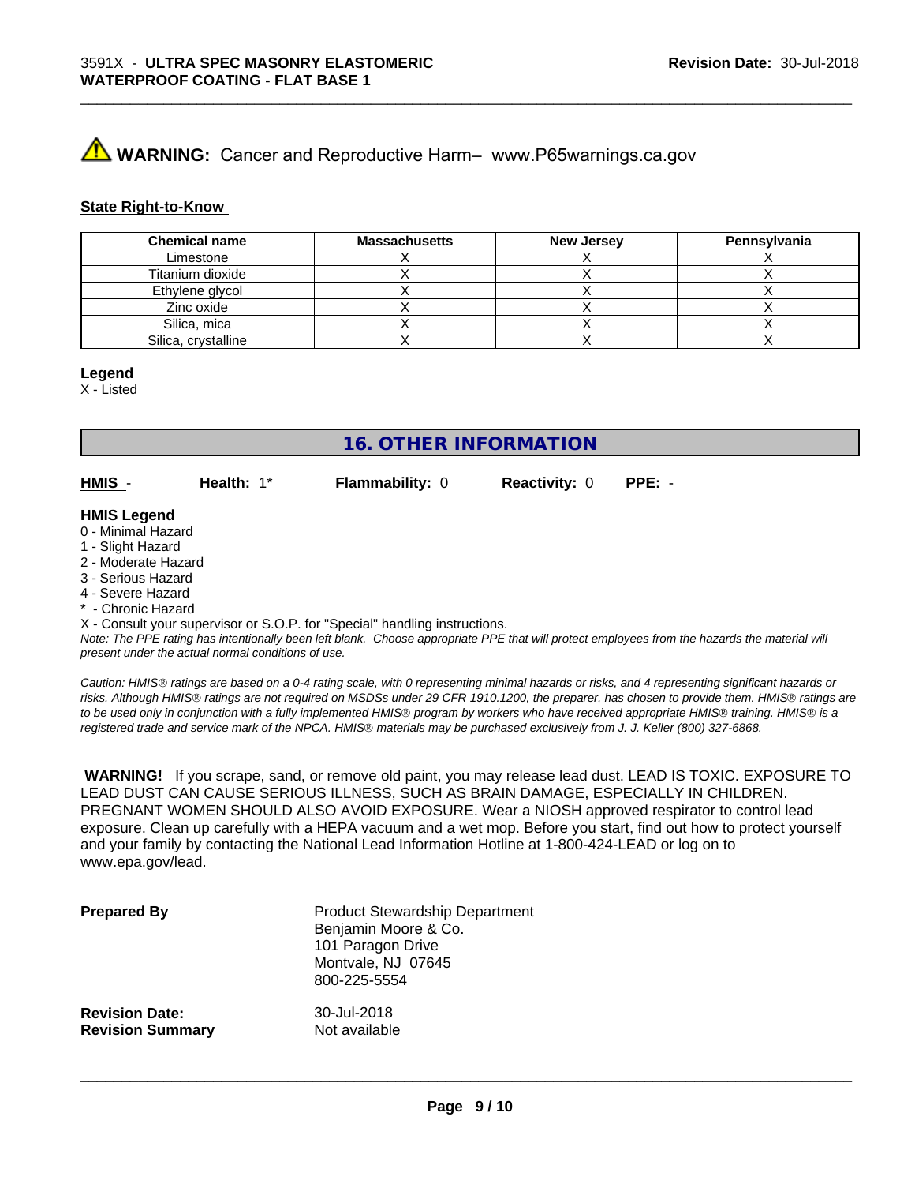**WARNING:** Cancer and Reproductive Harm– www.P65warnings.ca.gov

**State Right-to-Know**

| Chemical name | Massachusetts | New Jersey | Pennsylvania |
|---|---|---|---|
| Limestone | X | X | X |
| Titanium dioxide | X | X | X |
| Ethylene glycol | X | X | X |
| Zinc oxide | X | X | X |
| Silica, mica | X | X | X |
| Silica, crystalline | X | X | X |

**Legend**

X - Listed

## 16. OTHER INFORMATION

**HMIS** - **Health:** 1* **Flammability:** 0 **Reactivity:** 0 **PPE:** -

**HMIS Legend**

0 - Minimal Hazard
1 - Slight Hazard
2 - Moderate Hazard
3 - Serious Hazard
4 - Severe Hazard
* - Chronic Hazard
X - Consult your supervisor or S.O.P. for "Special" handling instructions.

*Note: The PPE rating has intentionally been left blank. Choose appropriate PPE that will protect employees from the hazards the material will present under the actual normal conditions of use.*

*Caution: HMIS® ratings are based on a 0-4 rating scale, with 0 representing minimal hazards or risks, and 4 representing significant hazards or risks. Although HMIS® ratings are not required on MSDSs under 29 CFR 1910.1200, the preparer, has chosen to provide them. HMIS® ratings are to be used only in conjunction with a fully implemented HMIS® program by workers who have received appropriate HMIS® training. HMIS® is a registered trade and service mark of the NPCA. HMIS® materials may be purchased exclusively from J. J. Keller (800) 327-6868.*

**WARNING!** If you scrape, sand, or remove old paint, you may release lead dust. LEAD IS TOXIC. EXPOSURE TO LEAD DUST CAN CAUSE SERIOUS ILLNESS, SUCH AS BRAIN DAMAGE, ESPECIALLY IN CHILDREN. PREGNANT WOMEN SHOULD ALSO AVOID EXPOSURE. Wear a NIOSH approved respirator to control lead exposure. Clean up carefully with a HEPA vacuum and a wet mop. Before you start, find out how to protect yourself and your family by contacting the National Lead Information Hotline at 1-800-424-LEAD or log on to www.epa.gov/lead.

**Prepared By**
Product Stewardship Department
Benjamin Moore & Co.
101 Paragon Drive
Montvale, NJ 07645
800-225-5554

**Revision Date:** 30-Jul-2018
**Revision Summary** Not available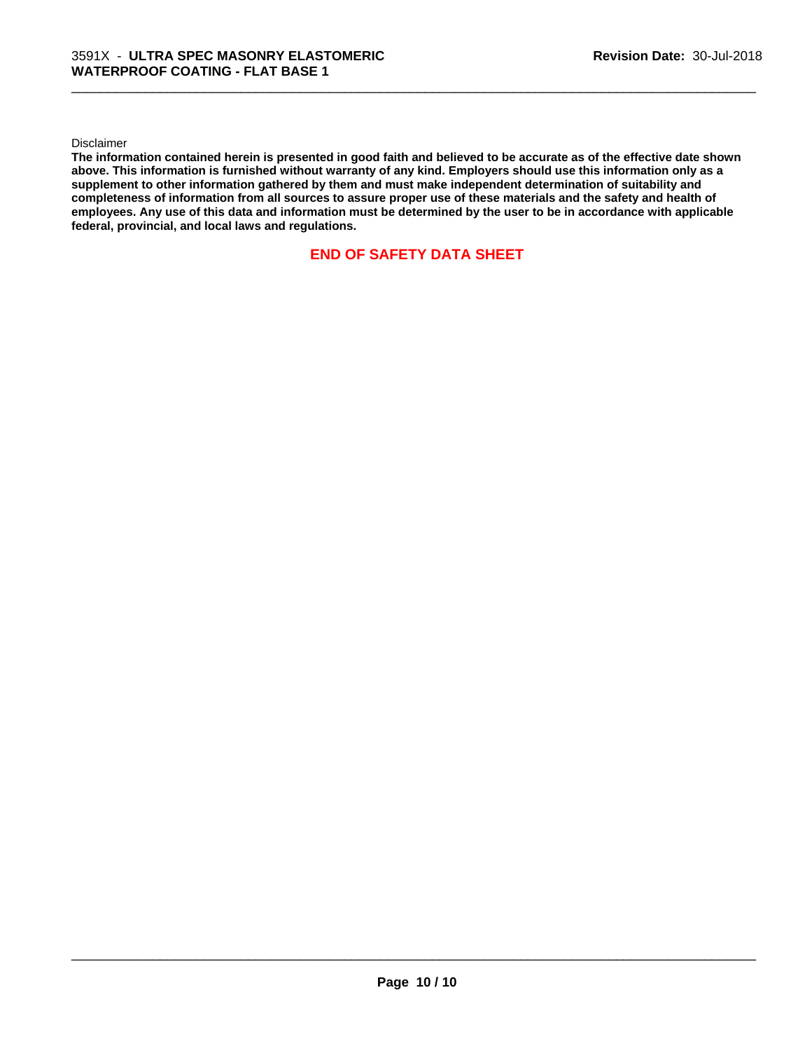Disclaimer

**The information contained herein is presented in good faith and believed to be accurate as of the effective date shown above. This information is furnished without warranty of any kind. Employers should use this information only as a supplement to other information gathered by them and must make independent determination of suitability and completeness of information from all sources to assure proper use of these materials and the safety and health of employees. Any use of this data and information must be determined by the user to be in accordance with applicable federal, provincial, and local laws and regulations.**

**END OF SAFETY DATA SHEET**